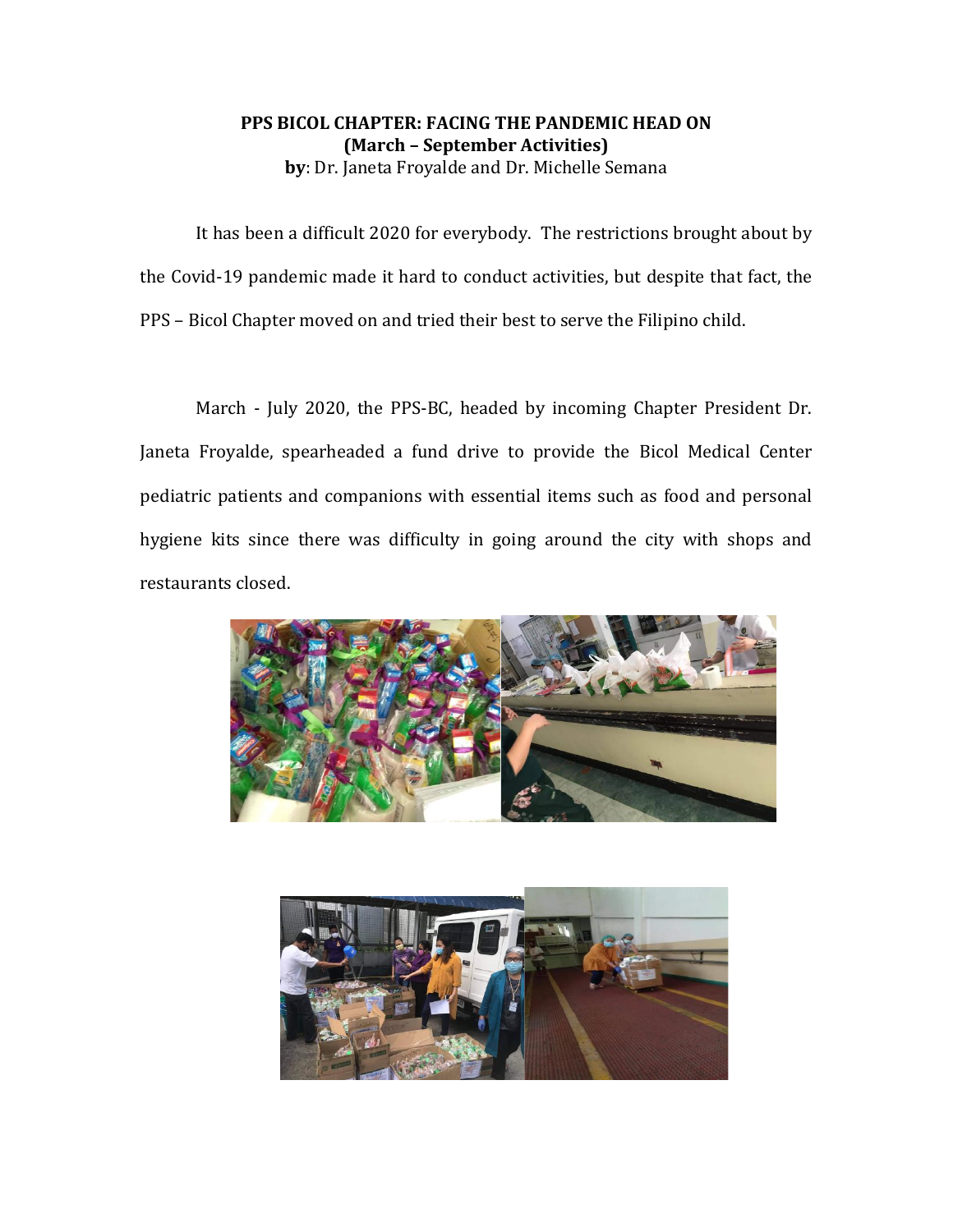**PPS BICOL CHAPTER: FACING THE PANDEMIC HEAD ON**
**(March – September Activities)**
**by**: Dr. Janeta Froyalde and Dr. Michelle Semana

It has been a difficult 2020 for everybody. The restrictions brought about by the Covid-19 pandemic made it hard to conduct activities, but despite that fact, the PPS – Bicol Chapter moved on and tried their best to serve the Filipino child.

March - July 2020, the PPS-BC, headed by incoming Chapter President Dr. Janeta Froyalde, spearheaded a fund drive to provide the Bicol Medical Center pediatric patients and companions with essential items such as food and personal hygiene kits since there was difficulty in going around the city with shops and restaurants closed.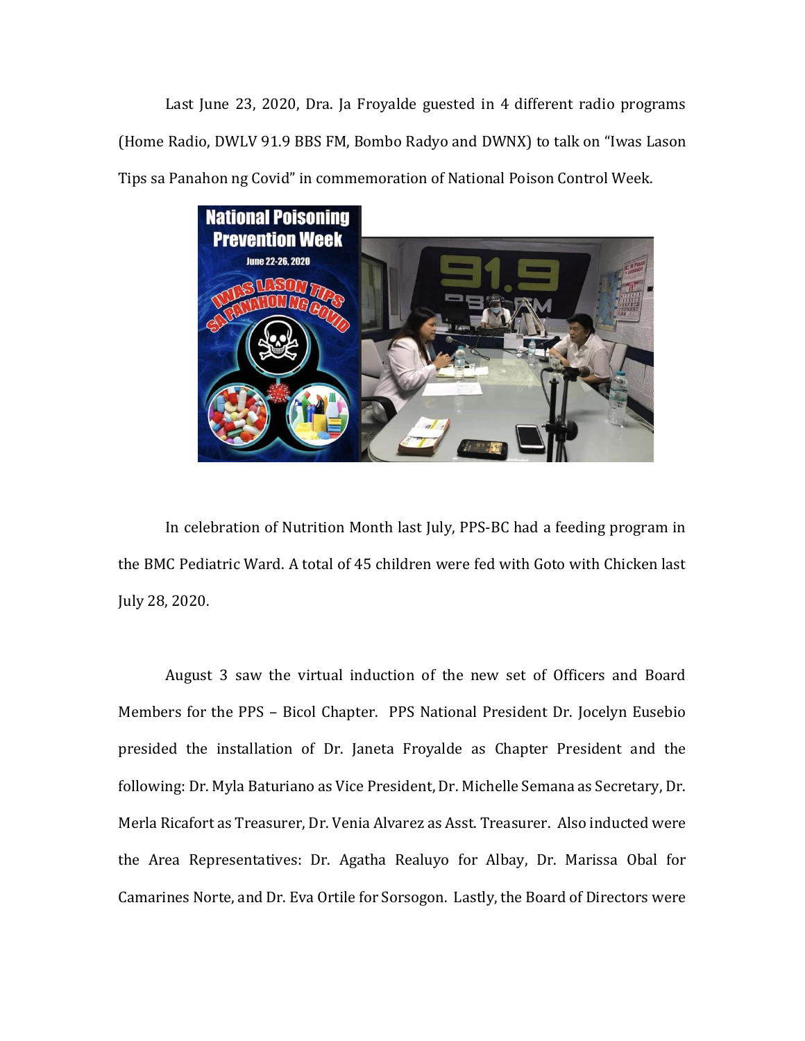Last June 23, 2020, Dra. Ja Froyalde guested in 4 different radio programs (Home Radio, DWLV 91.9 BBS FM, Bombo Radyo and DWNX) to talk on "Iwas Lason Tips sa Panahon ng Covid" in commemoration of National Poison Control Week.

In celebration of Nutrition Month last July, PPS-BC had a feeding program in the BMC Pediatric Ward. A total of 45 children were fed with Goto with Chicken last July 28, 2020.

August 3 saw the virtual induction of the new set of Officers and Board Members for the PPS – Bicol Chapter. PPS National President Dr. Jocelyn Eusebio presided the installation of Dr. Janeta Froyalde as Chapter President and the following: Dr. Myla Baturiano as Vice President, Dr. Michelle Semana as Secretary, Dr. Merla Ricafort as Treasurer, Dr. Venia Alvarez as Asst. Treasurer. Also inducted were the Area Representatives: Dr. Agatha Realuyo for Albay, Dr. Marissa Obal for Camarines Norte, and Dr. Eva Ortile for Sorsogon. Lastly, the Board of Directors were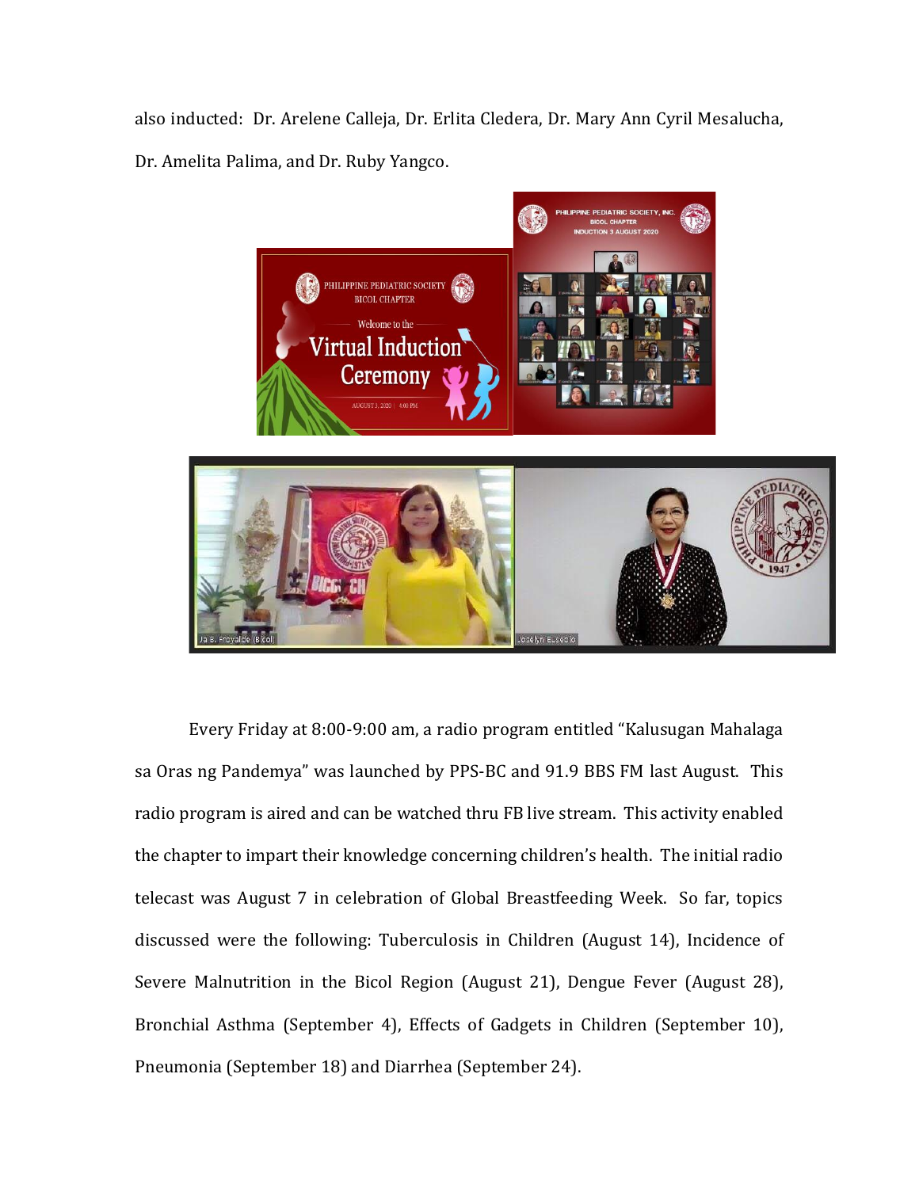also inducted: Dr. Arelene Calleja, Dr. Erlita Cledera, Dr. Mary Ann Cyril Mesalucha, Dr. Amelita Palima, and Dr. Ruby Yangco.

Every Friday at 8:00-9:00 am, a radio program entitled "Kalusugan Mahalaga sa Oras ng Pandemya" was launched by PPS-BC and 91.9 BBS FM last August. This radio program is aired and can be watched thru FB live stream. This activity enabled the chapter to impart their knowledge concerning children's health. The initial radio telecast was August 7 in celebration of Global Breastfeeding Week. So far, topics discussed were the following: Tuberculosis in Children (August 14), Incidence of Severe Malnutrition in the Bicol Region (August 21), Dengue Fever (August 28), Bronchial Asthma (September 4), Effects of Gadgets in Children (September 10), Pneumonia (September 18) and Diarrhea (September 24).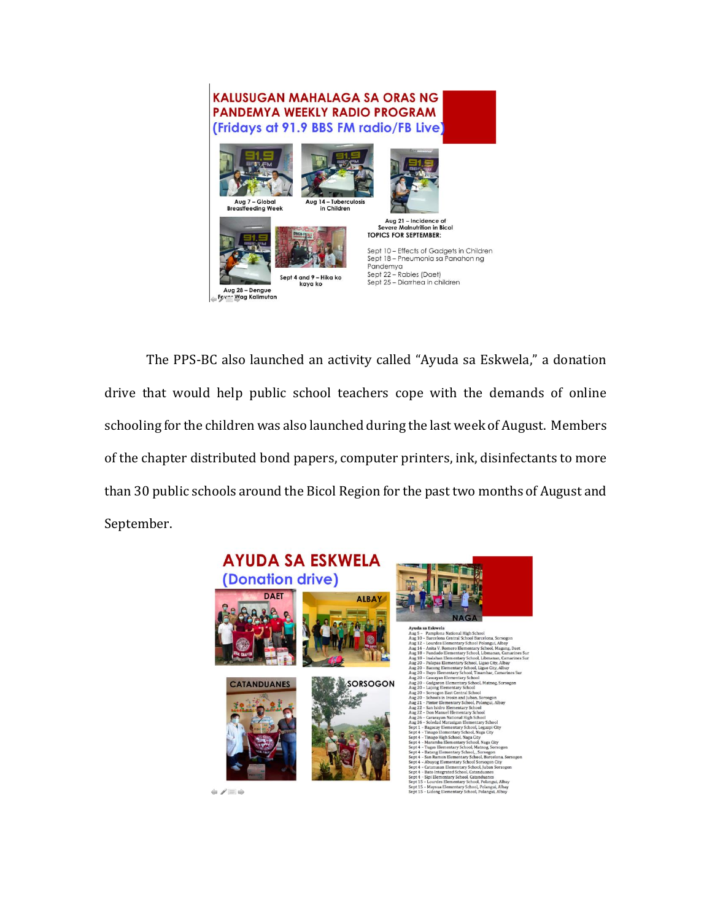## KALUSUGAN MAHALAGA SA ORAS NG PANDEMYA WEEKLY RADIO PROGRAM
(Fridays at 91.9 BBS FM radio/FB Live)

Aug 7 – Global Breastfeeding Week

Aug 14 – Tuberculosis in Children

Aug 21 – Incidence of Severe Malnutrition in Bicol

Aug 28 – Dengue Fever Wag Kalimutan

Sept 4 and 9 – Hika ko kaya ko

**TOPICS FOR SEPTEMBER:**

Sept 10 – Effects of Gadgets in Children
Sept 18 – Pneumonia sa Panahon ng Pandemya
Sept 22 – Rabies (Daet)
Sept 25 – Diarrhea in children

The PPS-BC also launched an activity called "Ayuda sa Eskwela," a donation drive that would help public school teachers cope with the demands of online schooling for the children was also launched during the last week of August. Members of the chapter distributed bond papers, computer printers, ink, disinfectants to more than 30 public schools around the Bicol Region for the past two months of August and September.

## AYUDA SA ESKWELA
(Donation drive)

DAET | ALBAY | NAGA | CATANDUANES | SORSOGON

**Ayuda sa Eskwela**

Aug 5 – Pamplona National High School
Aug 10 – Barcelona Central School Barcelona, Sorsogon
Aug 12 – Lourdes Elementary School Polangui, Albay
Aug 14 – Anita V. Romero Elementary School, Magang, Daet
Aug 18 – Pundado Elementary School, Libmanan, Camarines Sur
Aug 18 – Inalahan Elementary School, Libmanan, Camarines Sur
Aug 20 – Palapas Elementary School, Ligao City, Albay
Aug 20 – Bacong Elementary School, Ligao City, Albay
Aug 20 – Buyo Elementary School, Tinambac, Camarines Sur
Aug 20 – Cawayan Elementary School
Aug 20 – Gadgaron Elementary School, Matnog, Sorsogon
Aug 20 – Lajong Elementary School
Aug 20 – Sorsogon East Central School
Aug 20 – Schools in Irosin and Juban, Sorsogon
Aug 21 – Pintor Elementary School, Polangui, Albay
Aug 22 – San Isidro Elementary School
Aug 22 – Don Manuel Elementary School
Aug 26 – Cararayan National High School
Aug 26 – Soledad Marasigan Elementary School
Sept 1 – Bagacay Elementary School, Legazpi City
Sept 4 – Tinago Elementary School, Naga City
Sept 4 – Tinago High School, Naga City
Sept 4 – Maramba Elementary School, Naga City
Sept 4 – Tugas Elementary School, Matnog, Sorsogon
Sept 4 – Batang Elementary School, , Sorsogon
Sept 4 – San Ramon Elementary School, Barcelona, Sorsogon
Sept 4 – Abuyog Elementary School Sorsogon City
Sept 4 – Catamlan Elementary School, Juban Sorsogon
Sept 4 – Bato Integrated School, Catanduanes
Sept 4 – Sipi Elementary School, Catanduanes
Sept 15 – Lourdes Elementary School, Polangui, Albay
Sept 15 – Maysua Elementary School, Polangui, Albay
Sept 15 – Lidong Elementary School, Polangui, Albay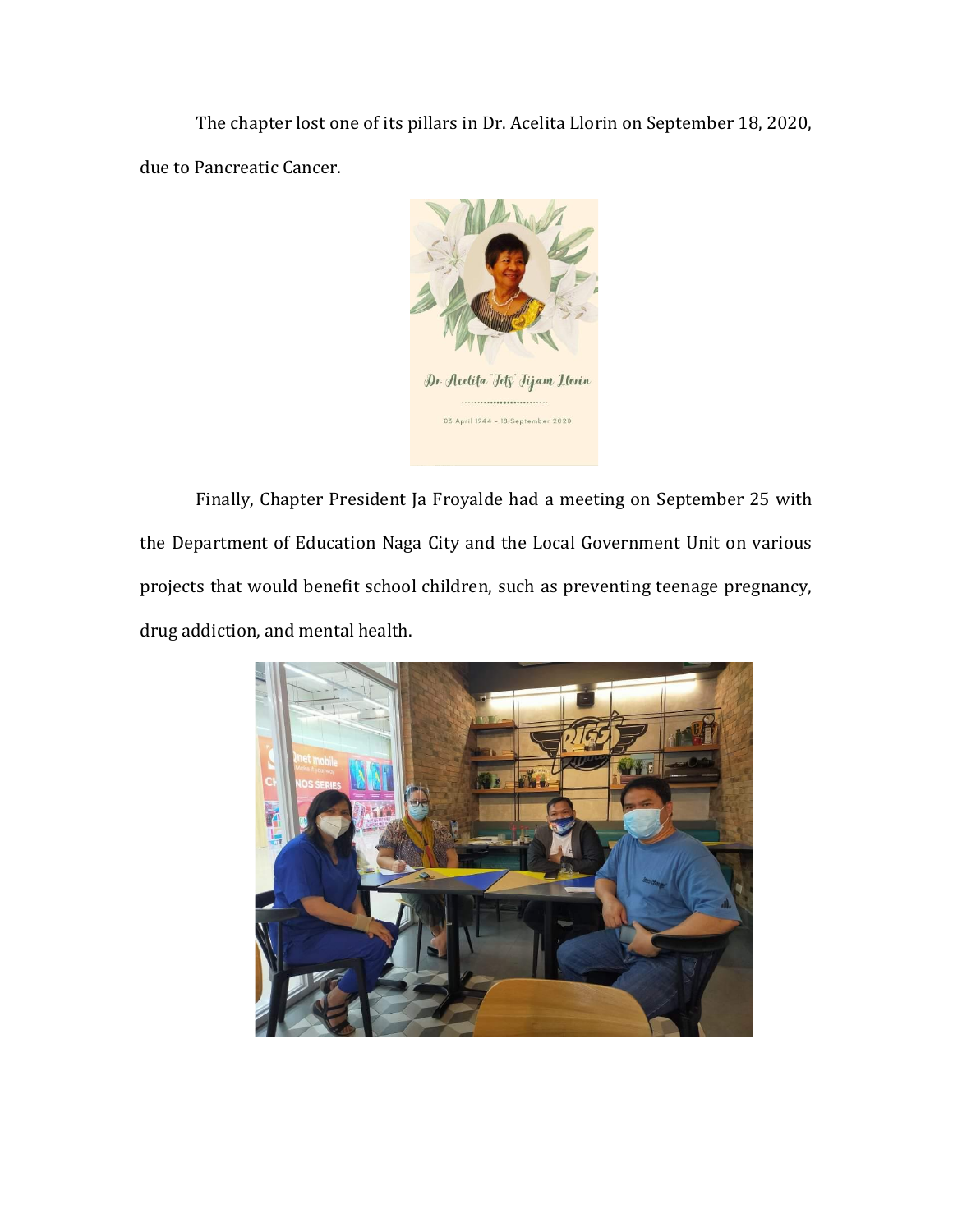The chapter lost one of its pillars in Dr. Acelita Llorin on September 18, 2020, due to Pancreatic Cancer.

Finally, Chapter President Ja Froyalde had a meeting on September 25 with the Department of Education Naga City and the Local Government Unit on various projects that would benefit school children, such as preventing teenage pregnancy, drug addiction, and mental health.